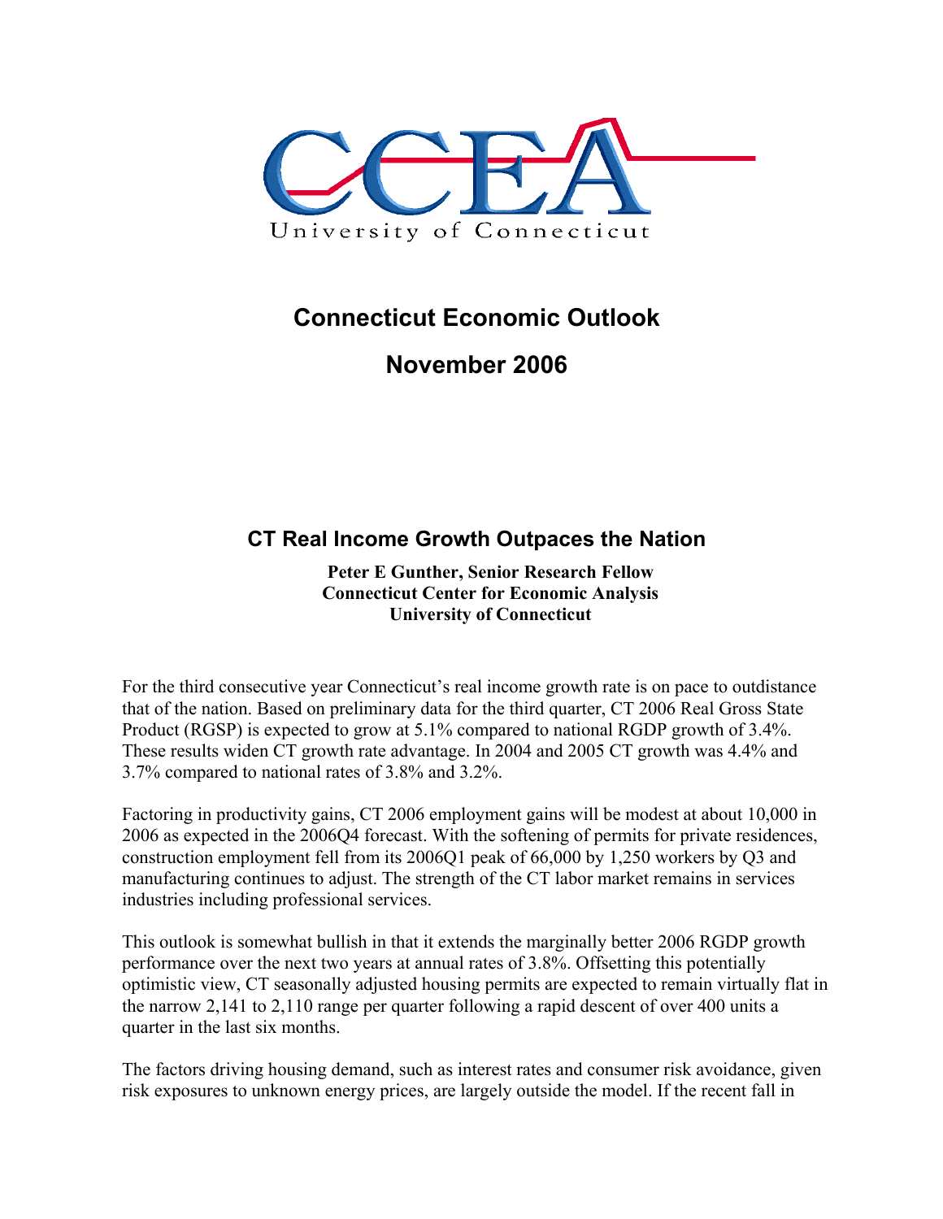CCEA
University of Connecticut

# Connecticut Economic Outlook

## November 2006

### CT Real Income Growth Outpaces the Nation

**Peter E Gunther, Senior Research Fellow**
**Connecticut Center for Economic Analysis**
**University of Connecticut**

For the third consecutive year Connecticut's real income growth rate is on pace to outdistance that of the nation. Based on preliminary data for the third quarter, CT 2006 Real Gross State Product (RGSP) is expected to grow at 5.1% compared to national RGDP growth of 3.4%. These results widen CT growth rate advantage. In 2004 and 2005 CT growth was 4.4% and 3.7% compared to national rates of 3.8% and 3.2%.

Factoring in productivity gains, CT 2006 employment gains will be modest at about 10,000 in 2006 as expected in the 2006Q4 forecast. With the softening of permits for private residences, construction employment fell from its 2006Q1 peak of 66,000 by 1,250 workers by Q3 and manufacturing continues to adjust. The strength of the CT labor market remains in services industries including professional services.

This outlook is somewhat bullish in that it extends the marginally better 2006 RGDP growth performance over the next two years at annual rates of 3.8%. Offsetting this potentially optimistic view, CT seasonally adjusted housing permits are expected to remain virtually flat in the narrow 2,141 to 2,110 range per quarter following a rapid descent of over 400 units a quarter in the last six months.

The factors driving housing demand, such as interest rates and consumer risk avoidance, given risk exposures to unknown energy prices, are largely outside the model. If the recent fall in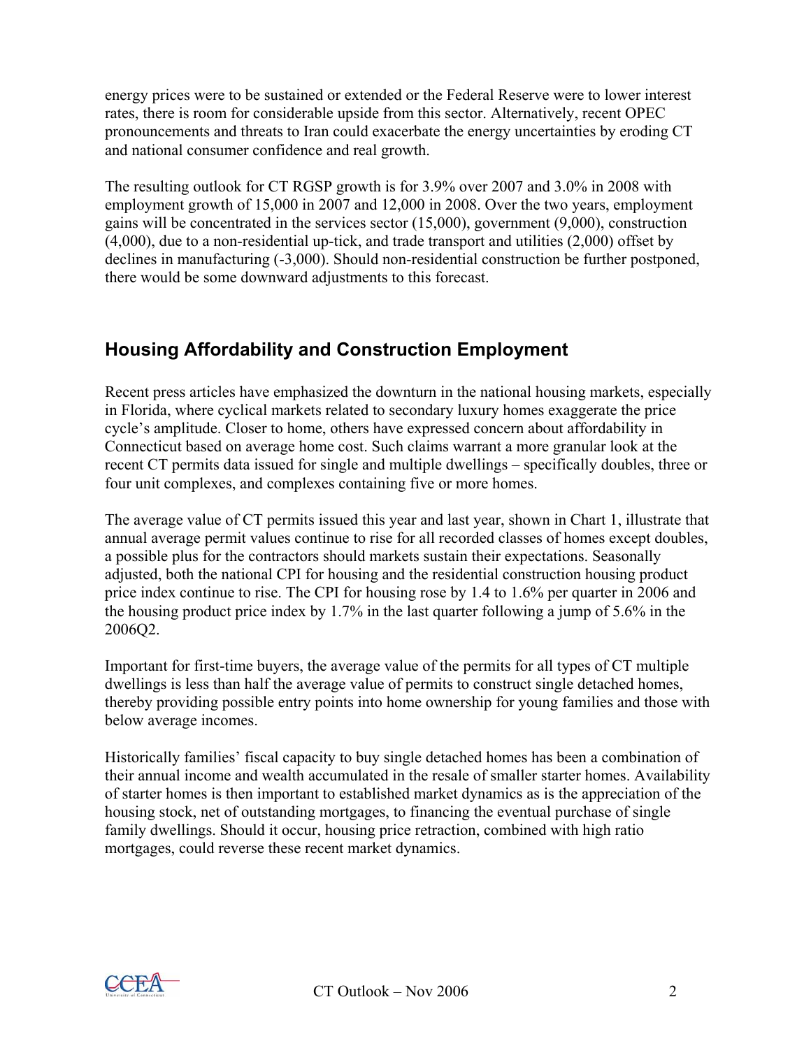energy prices were to be sustained or extended or the Federal Reserve were to lower interest rates, there is room for considerable upside from this sector. Alternatively, recent OPEC pronouncements and threats to Iran could exacerbate the energy uncertainties by eroding CT and national consumer confidence and real growth.

The resulting outlook for CT RGSP growth is for 3.9% over 2007 and 3.0% in 2008 with employment growth of 15,000 in 2007 and 12,000 in 2008. Over the two years, employment gains will be concentrated in the services sector (15,000), government (9,000), construction (4,000), due to a non-residential up-tick, and trade transport and utilities (2,000) offset by declines in manufacturing (-3,000). Should non-residential construction be further postponed, there would be some downward adjustments to this forecast.

## Housing Affordability and Construction Employment

Recent press articles have emphasized the downturn in the national housing markets, especially in Florida, where cyclical markets related to secondary luxury homes exaggerate the price cycle's amplitude. Closer to home, others have expressed concern about affordability in Connecticut based on average home cost. Such claims warrant a more granular look at the recent CT permits data issued for single and multiple dwellings – specifically doubles, three or four unit complexes, and complexes containing five or more homes.

The average value of CT permits issued this year and last year, shown in Chart 1, illustrate that annual average permit values continue to rise for all recorded classes of homes except doubles, a possible plus for the contractors should markets sustain their expectations. Seasonally adjusted, both the national CPI for housing and the residential construction housing product price index continue to rise. The CPI for housing rose by 1.4 to 1.6% per quarter in 2006 and the housing product price index by 1.7% in the last quarter following a jump of 5.6% in the 2006Q2.

Important for first-time buyers, the average value of the permits for all types of CT multiple dwellings is less than half the average value of permits to construct single detached homes, thereby providing possible entry points into home ownership for young families and those with below average incomes.

Historically families' fiscal capacity to buy single detached homes has been a combination of their annual income and wealth accumulated in the resale of smaller starter homes. Availability of starter homes is then important to established market dynamics as is the appreciation of the housing stock, net of outstanding mortgages, to financing the eventual purchase of single family dwellings. Should it occur, housing price retraction, combined with high ratio mortgages, could reverse these recent market dynamics.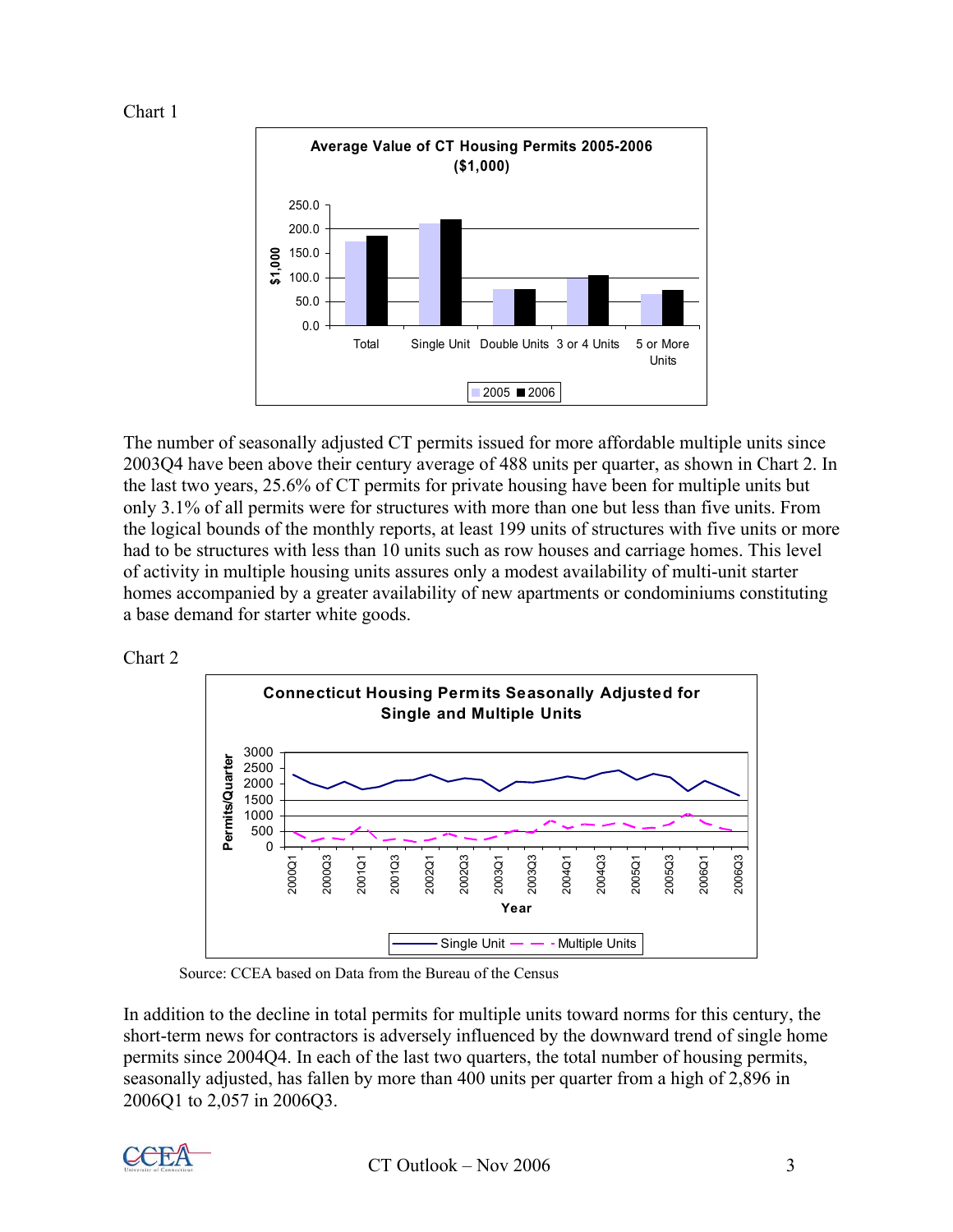Chart 1

The number of seasonally adjusted CT permits issued for more affordable multiple units since 2003Q4 have been above their century average of 488 units per quarter, as shown in Chart 2. In the last two years, 25.6% of CT permits for private housing have been for multiple units but only 3.1% of all permits were for structures with more than one but less than five units. From the logical bounds of the monthly reports, at least 199 units of structures with five units or more had to be structures with less than 10 units such as row houses and carriage homes. This level of activity in multiple housing units assures only a modest availability of multi-unit starter homes accompanied by a greater availability of new apartments or condominiums constituting a base demand for starter white goods.

Chart 2

Source: CCEA based on Data from the Bureau of the Census

In addition to the decline in total permits for multiple units toward norms for this century, the short-term news for contractors is adversely influenced by the downward trend of single home permits since 2004Q4. In each of the last two quarters, the total number of housing permits, seasonally adjusted, has fallen by more than 400 units per quarter from a high of 2,896 in 2006Q1 to 2,057 in 2006Q3.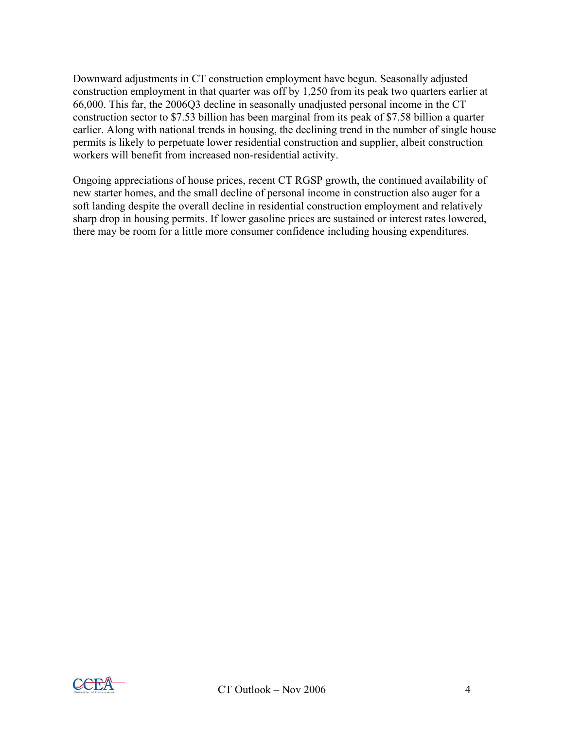Downward adjustments in CT construction employment have begun. Seasonally adjusted construction employment in that quarter was off by 1,250 from its peak two quarters earlier at 66,000. This far, the 2006Q3 decline in seasonally unadjusted personal income in the CT construction sector to $7.53 billion has been marginal from its peak of $7.58 billion a quarter earlier. Along with national trends in housing, the declining trend in the number of single house permits is likely to perpetuate lower residential construction and supplier, albeit construction workers will benefit from increased non-residential activity.

Ongoing appreciations of house prices, recent CT RGSP growth, the continued availability of new starter homes, and the small decline of personal income in construction also auger for a soft landing despite the overall decline in residential construction employment and relatively sharp drop in housing permits. If lower gasoline prices are sustained or interest rates lowered, there may be room for a little more consumer confidence including housing expenditures.